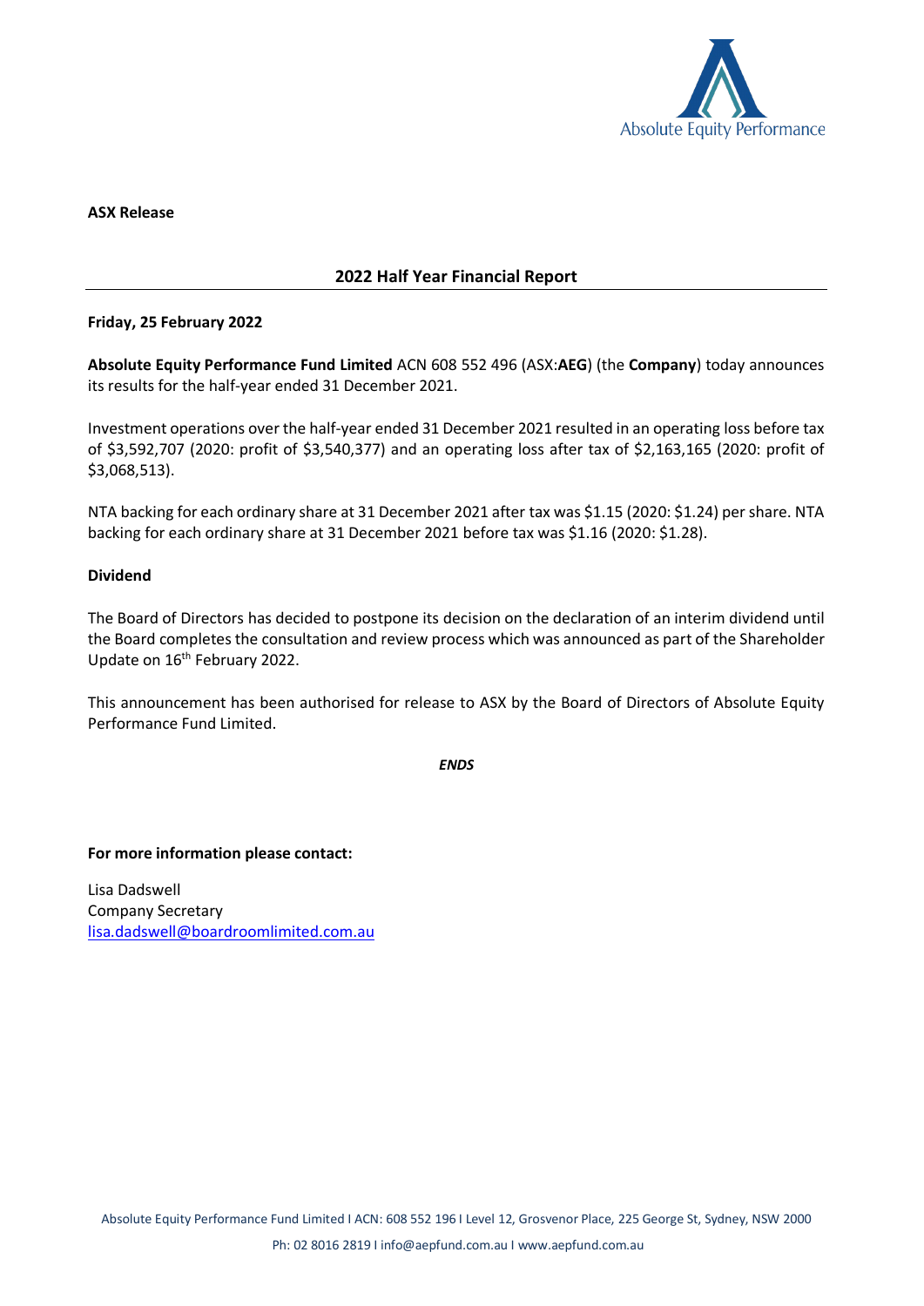Absolute Equity Performance

**ASX Release**

## 2022 Half Year Financial Report

**Friday, 25 February 2022**

**Absolute Equity Performance Fund Limited** ACN 608 552 496 (ASX:**AEG**) (the **Company**) today announces its results for the half-year ended 31 December 2021.

Investment operations over the half-year ended 31 December 2021 resulted in an operating loss before tax of $3,592,707 (2020: profit of $3,540,377) and an operating loss after tax of $2,163,165 (2020: profit of $3,068,513).

NTA backing for each ordinary share at 31 December 2021 after tax was $1.15 (2020: $1.24) per share. NTA backing for each ordinary share at 31 December 2021 before tax was $1.16 (2020: $1.28).

**Dividend**

The Board of Directors has decided to postpone its decision on the declaration of an interim dividend until the Board completes the consultation and review process which was announced as part of the Shareholder Update on 16th February 2022.

This announcement has been authorised for release to ASX by the Board of Directors of Absolute Equity Performance Fund Limited.

***ENDS***

**For more information please contact:**

Lisa Dadswell
Company Secretary
lisa.dadswell@boardroomlimited.com.au

Absolute Equity Performance Fund Limited I ACN: 608 552 196 I Level 12, Grosvenor Place, 225 George St, Sydney, NSW 2000

Ph: 02 8016 2819 I info@aepfund.com.au I www.aepfund.com.au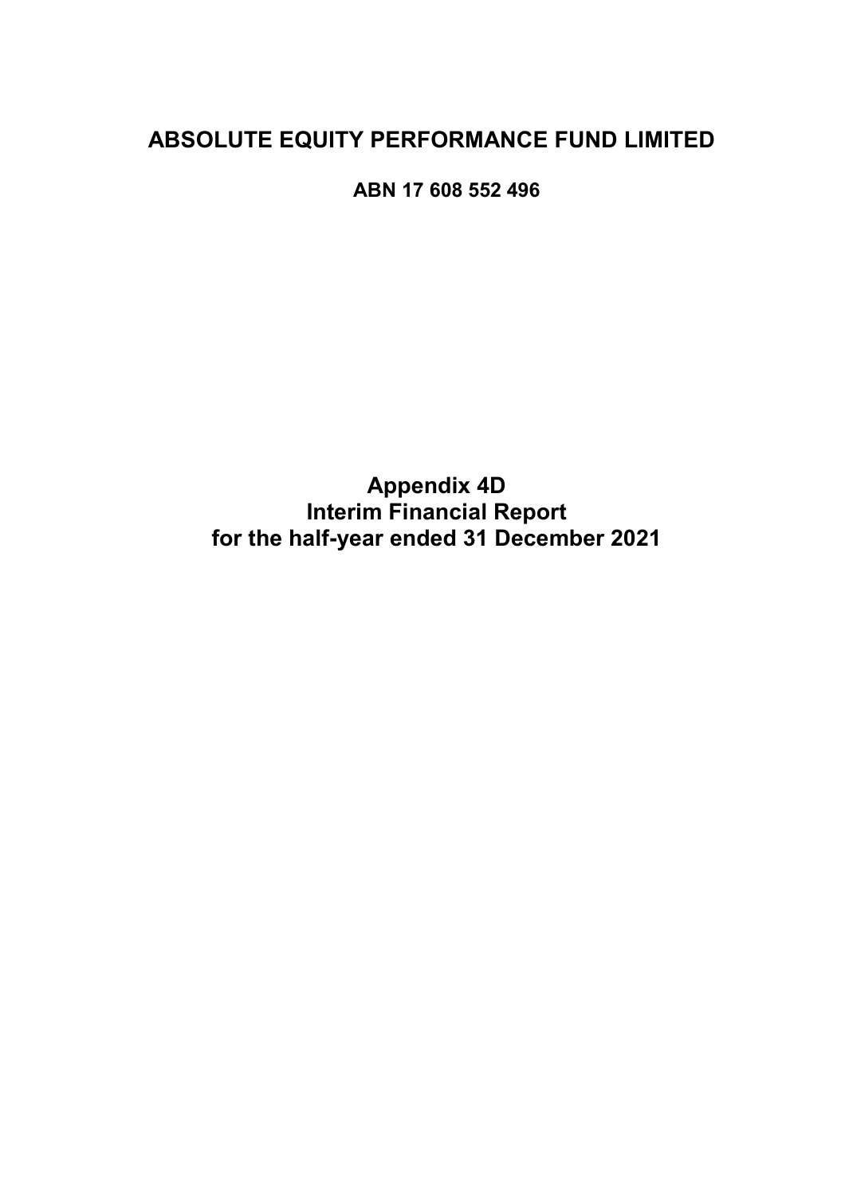# ABSOLUTE EQUITY PERFORMANCE FUND LIMITED

**ABN 17 608 552 496**

## Appendix 4D
## Interim Financial Report
## for the half-year ended 31 December 2021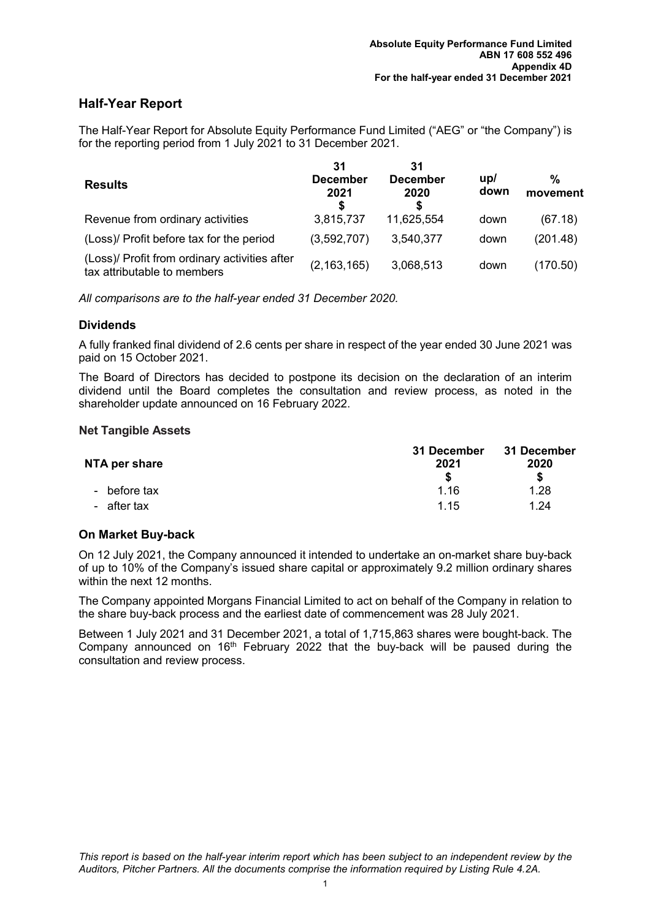## Half-Year Report

The Half-Year Report for Absolute Equity Performance Fund Limited ("AEG" or "the Company") is for the reporting period from 1 July 2021 to 31 December 2021.

| Results | 31 December 2021 $ | 31 December 2020 $ | up/ down | % movement |
|---|---|---|---|---|
| Revenue from ordinary activities | 3,815,737 | 11,625,554 | down | (67.18) |
| (Loss)/ Profit before tax for the period | (3,592,707) | 3,540,377 | down | (201.48) |
| (Loss)/ Profit from ordinary activities after tax attributable to members | (2,163,165) | 3,068,513 | down | (170.50) |

*All comparisons are to the half-year ended 31 December 2020.*

### Dividends

A fully franked final dividend of 2.6 cents per share in respect of the year ended 30 June 2021 was paid on 15 October 2021.

The Board of Directors has decided to postpone its decision on the declaration of an interim dividend until the Board completes the consultation and review process, as noted in the shareholder update announced on 16 February 2022.

### Net Tangible Assets

| NTA per share | 31 December 2021 $ | 31 December 2020 $ |
|---|---|---|
| - before tax | 1.16 | 1.28 |
| - after tax | 1.15 | 1.24 |

### On Market Buy-back

On 12 July 2021, the Company announced it intended to undertake an on-market share buy-back of up to 10% of the Company's issued share capital or approximately 9.2 million ordinary shares within the next 12 months.

The Company appointed Morgans Financial Limited to act on behalf of the Company in relation to the share buy-back process and the earliest date of commencement was 28 July 2021.

Between 1 July 2021 and 31 December 2021, a total of 1,715,863 shares were bought-back. The Company announced on 16th February 2022 that the buy-back will be paused during the consultation and review process.

*This report is based on the half-year interim report which has been subject to an independent review by the Auditors, Pitcher Partners. All the documents comprise the information required by Listing Rule 4.2A.*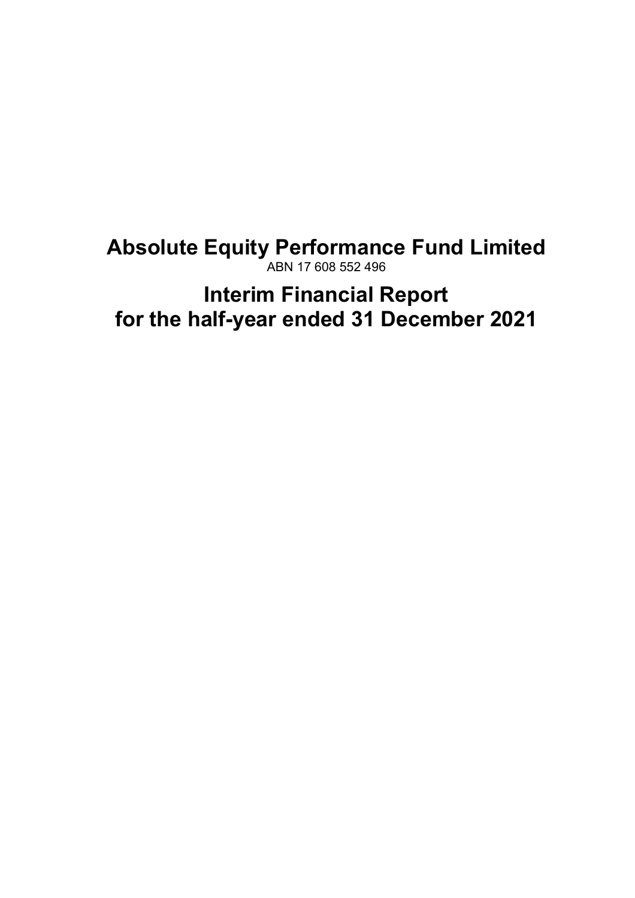# Absolute Equity Performance Fund Limited

ABN 17 608 552 496

# Interim Financial Report for the half-year ended 31 December 2021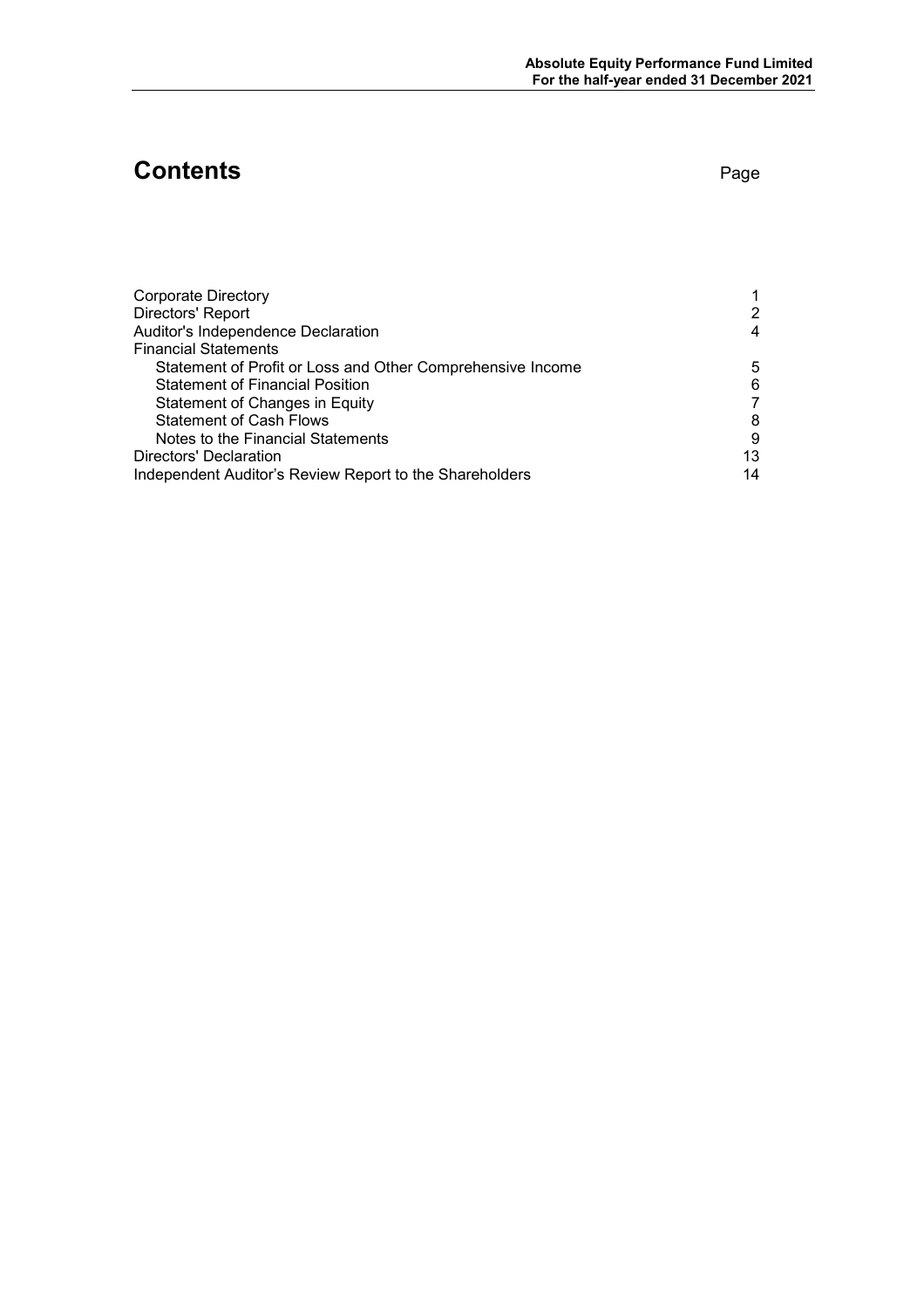# Contents

| | Page |
|---|---|
| Corporate Directory | 1 |
| Directors' Report | 2 |
| Auditor's Independence Declaration | 4 |
| Financial Statements | |
| Statement of Profit or Loss and Other Comprehensive Income | 5 |
| Statement of Financial Position | 6 |
| Statement of Changes in Equity | 7 |
| Statement of Cash Flows | 8 |
| Notes to the Financial Statements | 9 |
| Directors' Declaration | 13 |
| Independent Auditor's Review Report to the Shareholders | 14 |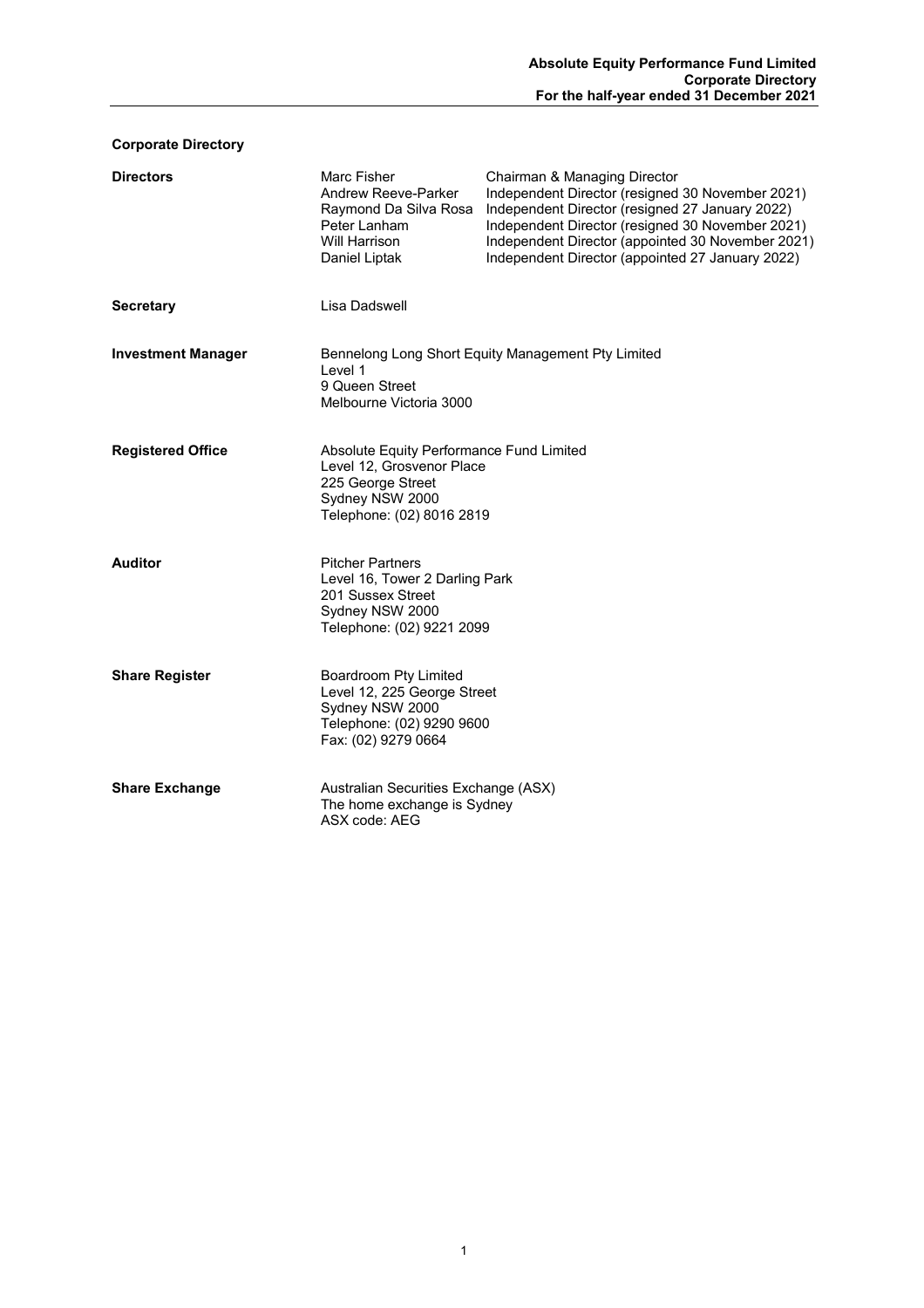## Corporate Directory

| | | |
|---|---|---|
| **Directors** | Marc Fisher | Chairman & Managing Director |
| | Andrew Reeve-Parker | Independent Director (resigned 30 November 2021) |
| | Raymond Da Silva Rosa | Independent Director (resigned 27 January 2022) |
| | Peter Lanham | Independent Director (resigned 30 November 2021) |
| | Will Harrison | Independent Director (appointed 30 November 2021) |
| | Daniel Liptak | Independent Director (appointed 27 January 2022) |

**Secretary**

Lisa Dadswell

**Investment Manager**

Bennelong Long Short Equity Management Pty Limited
Level 1
9 Queen Street
Melbourne Victoria 3000

**Registered Office**

Absolute Equity Performance Fund Limited
Level 12, Grosvenor Place
225 George Street
Sydney NSW 2000
Telephone: (02) 8016 2819

**Auditor**

Pitcher Partners
Level 16, Tower 2 Darling Park
201 Sussex Street
Sydney NSW 2000
Telephone: (02) 9221 2099

**Share Register**

Boardroom Pty Limited
Level 12, 225 George Street
Sydney NSW 2000
Telephone: (02) 9290 9600
Fax: (02) 9279 0664

**Share Exchange**

Australian Securities Exchange (ASX)
The home exchange is Sydney
ASX code: AEG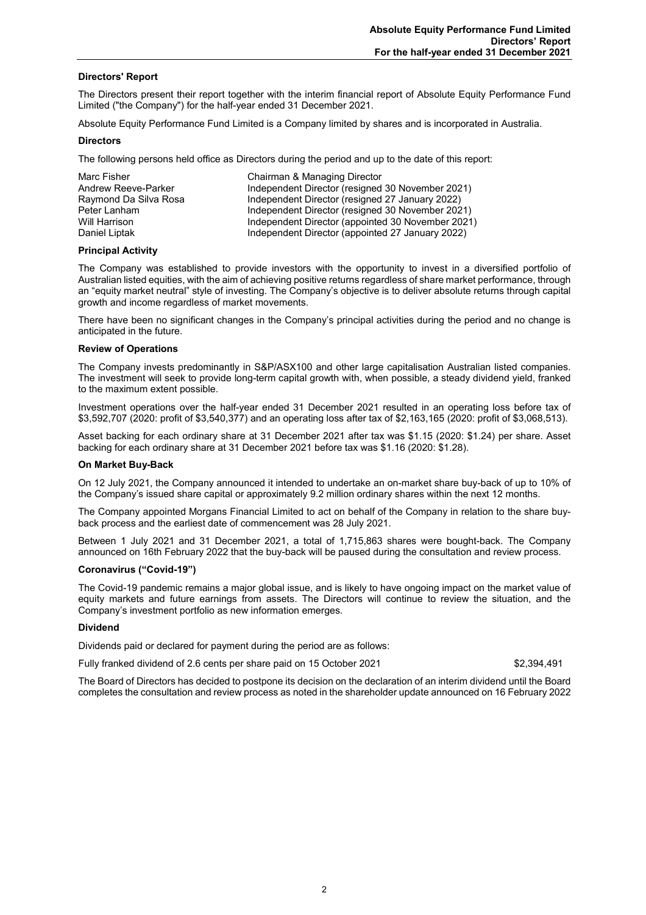## Directors' Report

The Directors present their report together with the interim financial report of Absolute Equity Performance Fund Limited ("the Company") for the half-year ended 31 December 2021.

Absolute Equity Performance Fund Limited is a Company limited by shares and is incorporated in Australia.

### Directors

The following persons held office as Directors during the period and up to the date of this report:

| | |
|---|---|
| Marc Fisher | Chairman & Managing Director |
| Andrew Reeve-Parker | Independent Director (resigned 30 November 2021) |
| Raymond Da Silva Rosa | Independent Director (resigned 27 January 2022) |
| Peter Lanham | Independent Director (resigned 30 November 2021) |
| Will Harrison | Independent Director (appointed 30 November 2021) |
| Daniel Liptak | Independent Director (appointed 27 January 2022) |

### Principal Activity

The Company was established to provide investors with the opportunity to invest in a diversified portfolio of Australian listed equities, with the aim of achieving positive returns regardless of share market performance, through an "equity market neutral" style of investing. The Company's objective is to deliver absolute returns through capital growth and income regardless of market movements.

There have been no significant changes in the Company's principal activities during the period and no change is anticipated in the future.

### Review of Operations

The Company invests predominantly in S&P/ASX100 and other large capitalisation Australian listed companies. The investment will seek to provide long-term capital growth with, when possible, a steady dividend yield, franked to the maximum extent possible.

Investment operations over the half-year ended 31 December 2021 resulted in an operating loss before tax of $3,592,707 (2020: profit of $3,540,377) and an operating loss after tax of $2,163,165 (2020: profit of $3,068,513).

Asset backing for each ordinary share at 31 December 2021 after tax was $1.15 (2020: $1.24) per share. Asset backing for each ordinary share at 31 December 2021 before tax was $1.16 (2020: $1.28).

### On Market Buy-Back

On 12 July 2021, the Company announced it intended to undertake an on-market share buy-back of up to 10% of the Company's issued share capital or approximately 9.2 million ordinary shares within the next 12 months.

The Company appointed Morgans Financial Limited to act on behalf of the Company in relation to the share buy-back process and the earliest date of commencement was 28 July 2021.

Between 1 July 2021 and 31 December 2021, a total of 1,715,863 shares were bought-back. The Company announced on 16th February 2022 that the buy-back will be paused during the consultation and review process.

### Coronavirus ("Covid-19")

The Covid-19 pandemic remains a major global issue, and is likely to have ongoing impact on the market value of equity markets and future earnings from assets. The Directors will continue to review the situation, and the Company's investment portfolio as new information emerges.

### Dividend

Dividends paid or declared for payment during the period are as follows:

| | |
|---|---|
| Fully franked dividend of 2.6 cents per share paid on 15 October 2021 | $2,394,491 |

The Board of Directors has decided to postpone its decision on the declaration of an interim dividend until the Board completes the consultation and review process as noted in the shareholder update announced on 16 February 2022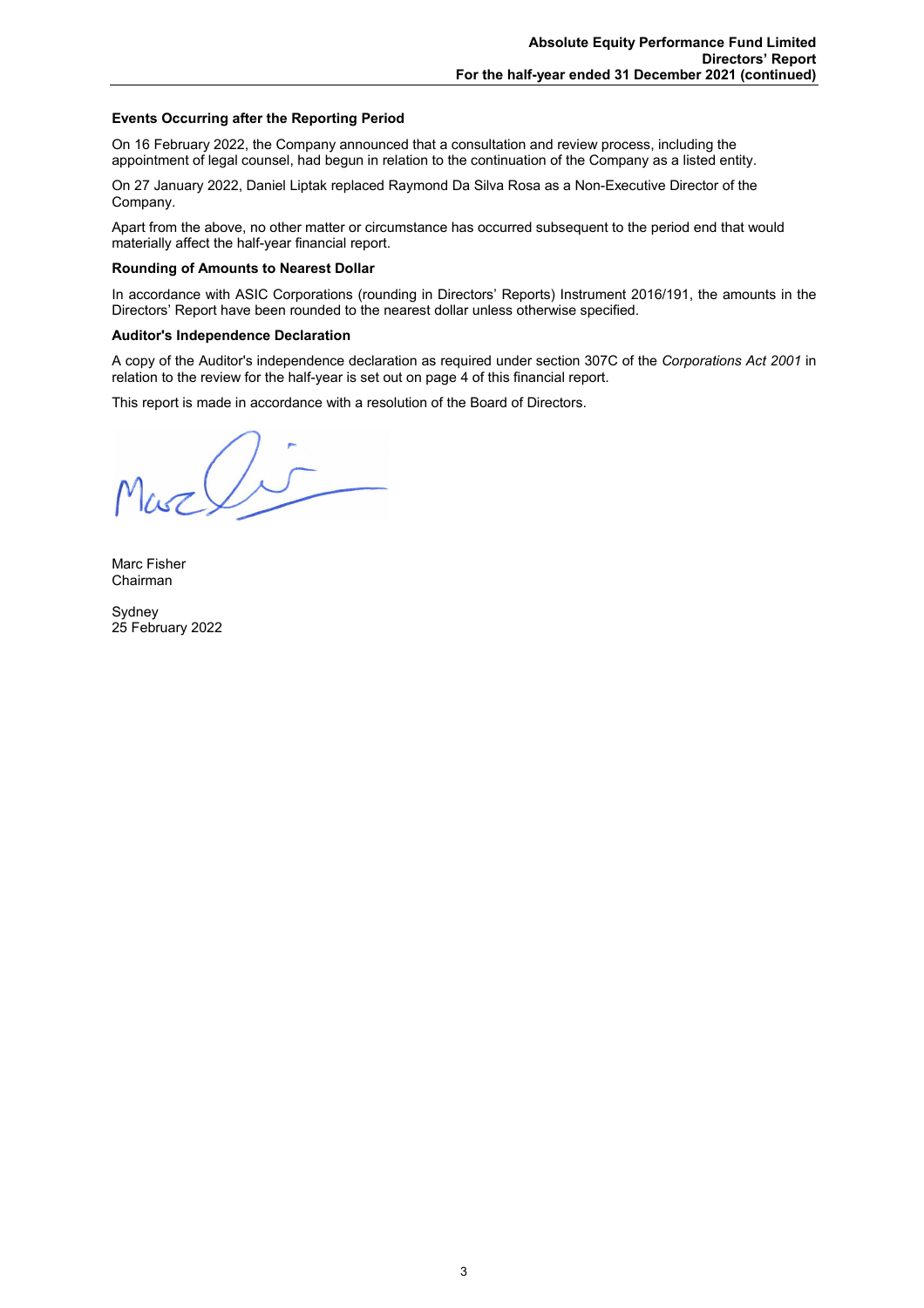### Events Occurring after the Reporting Period

On 16 February 2022, the Company announced that a consultation and review process, including the appointment of legal counsel, had begun in relation to the continuation of the Company as a listed entity.

On 27 January 2022, Daniel Liptak replaced Raymond Da Silva Rosa as a Non-Executive Director of the Company.

Apart from the above, no other matter or circumstance has occurred subsequent to the period end that would materially affect the half-year financial report.

### Rounding of Amounts to Nearest Dollar

In accordance with ASIC Corporations (rounding in Directors' Reports) Instrument 2016/191, the amounts in the Directors' Report have been rounded to the nearest dollar unless otherwise specified.

### Auditor's Independence Declaration

A copy of the Auditor's independence declaration as required under section 307C of the *Corporations Act 2001* in relation to the review for the half-year is set out on page 4 of this financial report.

This report is made in accordance with a resolution of the Board of Directors.

Marc Fisher
Chairman

Sydney
25 February 2022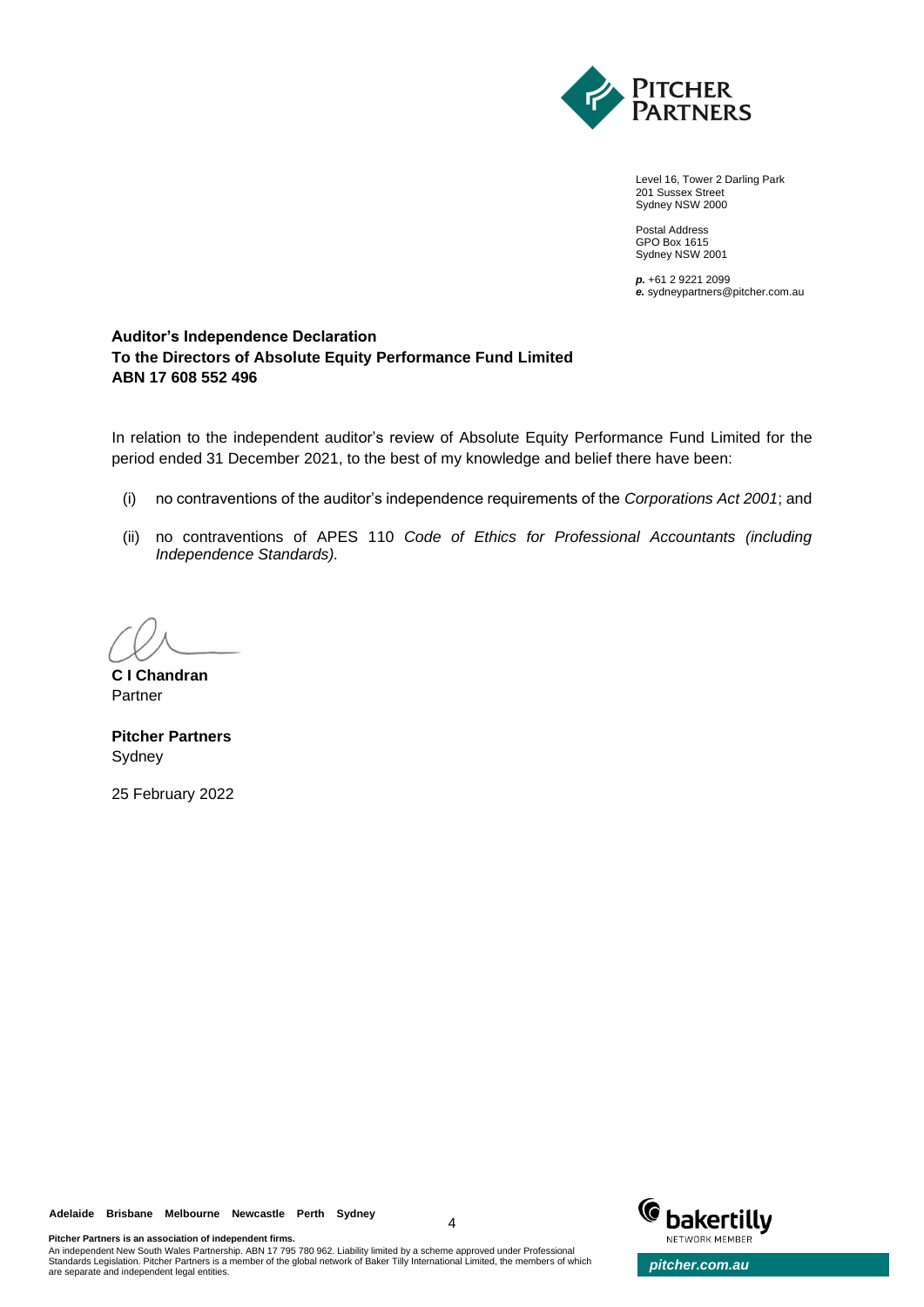Level 16, Tower 2 Darling Park
201 Sussex Street
Sydney NSW 2000

Postal Address
GPO Box 1615
Sydney NSW 2001

***p.*** +61 2 9221 2099
***e.*** sydneypartners@pitcher.com.au

**Auditor's Independence Declaration**
**To the Directors of Absolute Equity Performance Fund Limited**
**ABN 17 608 552 496**

In relation to the independent auditor's review of Absolute Equity Performance Fund Limited for the period ended 31 December 2021, to the best of my knowledge and belief there have been:

(i) no contraventions of the auditor's independence requirements of the *Corporations Act 2001*; and

(ii) no contraventions of APES 110 *Code of Ethics for Professional Accountants (including Independence Standards).*

**C I Chandran**
Partner

**Pitcher Partners**
Sydney

25 February 2022

**Adelaide Brisbane Melbourne Newcastle Perth Sydney**

**Pitcher Partners is an association of independent firms.**
An independent New South Wales Partnership. ABN 17 795 780 962. Liability limited by a scheme approved under Professional Standards Legislation. Pitcher Partners is a member of the global network of Baker Tilly International Limited, the members of which are separate and independent legal entities.

*pitcher.com.au*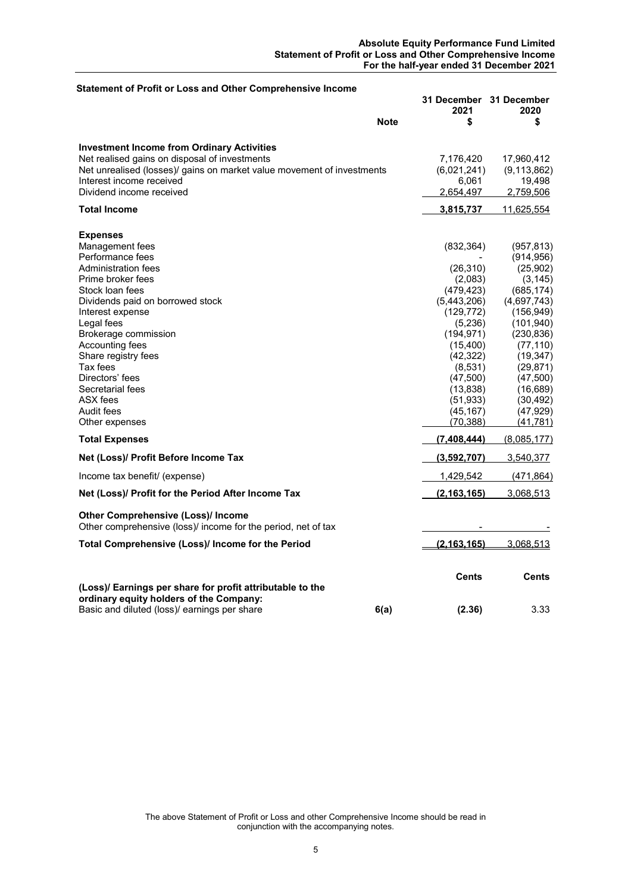## Statement of Profit or Loss and Other Comprehensive Income

| | Note | 31 December 2021 $ | 31 December 2020 $ |
|---|---|---|---|
| **Investment Income from Ordinary Activities** | | | |
| Net realised gains on disposal of investments | | 7,176,420 | 17,960,412 |
| Net unrealised (losses)/ gains on market value movement of investments | | (6,021,241) | (9,113,862) |
| Interest income received | | 6,061 | 19,498 |
| Dividend income received | | 2,654,497 | 2,759,506 |
| **Total Income** | | **3,815,737** | 11,625,554 |
| | | | |
| **Expenses** | | | |
| Management fees | | (832,364) | (957,813) |
| Performance fees | | - | (914,956) |
| Administration fees | | (26,310) | (25,902) |
| Prime broker fees | | (2,083) | (3,145) |
| Stock loan fees | | (479,423) | (685,174) |
| Dividends paid on borrowed stock | | (5,443,206) | (4,697,743) |
| Interest expense | | (129,772) | (156,949) |
| Legal fees | | (5,236) | (101,940) |
| Brokerage commission | | (194,971) | (230,836) |
| Accounting fees | | (15,400) | (77,110) |
| Share registry fees | | (42,322) | (19,347) |
| Tax fees | | (8,531) | (29,871) |
| Directors' fees | | (47,500) | (47,500) |
| Secretarial fees | | (13,838) | (16,689) |
| ASX fees | | (51,933) | (30,492) |
| Audit fees | | (45,167) | (47,929) |
| Other expenses | | (70,388) | (41,781) |
| **Total Expenses** | | **(7,408,444)** | (8,085,177) |
| **Net (Loss)/ Profit Before Income Tax** | | **(3,592,707)** | 3,540,377 |
| Income tax benefit/ (expense) | | 1,429,542 | (471,864) |
| **Net (Loss)/ Profit for the Period After Income Tax** | | **(2,163,165)** | 3,068,513 |
| | | | |
| **Other Comprehensive (Loss)/ Income** | | | |
| Other comprehensive (loss)/ income for the period, net of tax | | - | - |
| **Total Comprehensive (Loss)/ Income for the Period** | | **(2,163,165)** | 3,068,513 |
| | | | |
| | | **Cents** | **Cents** |
| **(Loss)/ Earnings per share for profit attributable to the ordinary equity holders of the Company:** | | | |
| Basic and diluted (loss)/ earnings per share | **6(a)** | **(2.36)** | 3.33 |

The above Statement of Profit or Loss and other Comprehensive Income should be read in conjunction with the accompanying notes.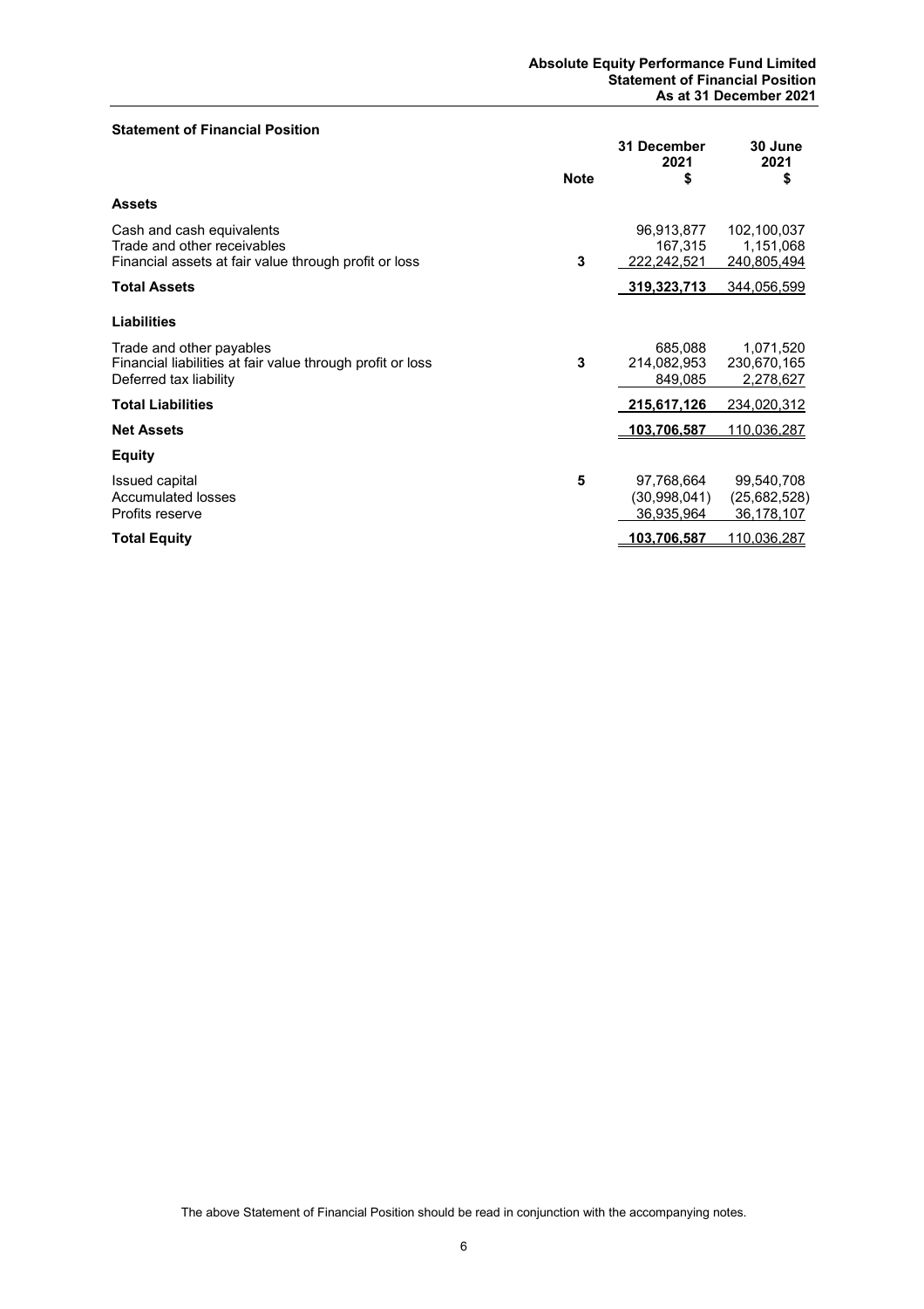**Statement of Financial Position**

| | Note | 31 December 2021 $ | 30 June 2021 $ |
|---|---|---|---|
| **Assets** | | | |
| Cash and cash equivalents | | 96,913,877 | 102,100,037 |
| Trade and other receivables | | 167,315 | 1,151,068 |
| Financial assets at fair value through profit or loss | 3 | 222,242,521 | 240,805,494 |
| **Total Assets** | | **319,323,713** | 344,056,599 |
| **Liabilities** | | | |
| Trade and other payables | | 685,088 | 1,071,520 |
| Financial liabilities at fair value through profit or loss | 3 | 214,082,953 | 230,670,165 |
| Deferred tax liability | | 849,085 | 2,278,627 |
| **Total Liabilities** | | **215,617,126** | 234,020,312 |
| **Net Assets** | | **103,706,587** | 110,036,287 |
| **Equity** | | | |
| Issued capital | 5 | 97,768,664 | 99,540,708 |
| Accumulated losses | | (30,998,041) | (25,682,528) |
| Profits reserve | | 36,935,964 | 36,178,107 |
| **Total Equity** | | **103,706,587** | 110,036,287 |

The above Statement of Financial Position should be read in conjunction with the accompanying notes.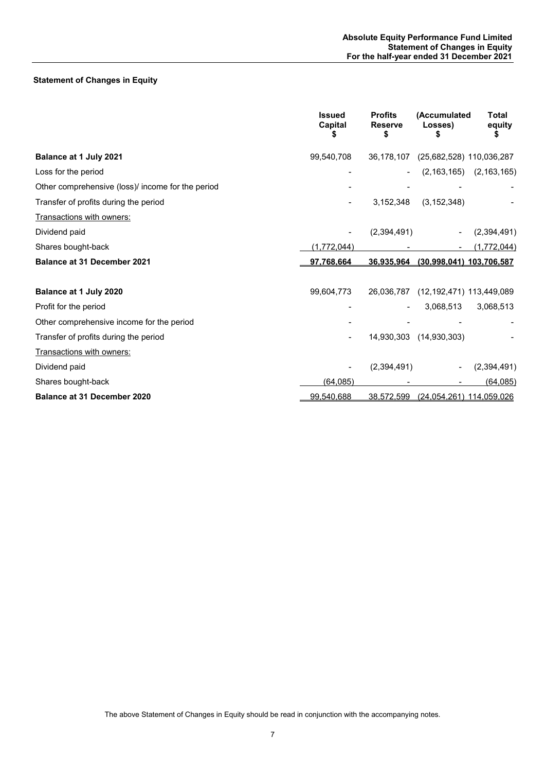## Statement of Changes in Equity

| | Issued Capital $ | Profits Reserve $ | (Accumulated Losses) $ | Total equity $ |
|---|---|---|---|---|
| **Balance at 1 July 2021** | 99,540,708 | 36,178,107 | (25,682,528) | 110,036,287 |
| Loss for the period | - | - | (2,163,165) | (2,163,165) |
| Other comprehensive (loss)/ income for the period | - | - | - | - |
| Transfer of profits during the period | - | 3,152,348 | (3,152,348) | - |
| Transactions with owners: | | | | |
| Dividend paid | - | (2,394,491) | - | (2,394,491) |
| Shares bought-back | (1,772,044) | - | - | (1,772,044) |
| **Balance at 31 December 2021** | **97,768,664** | **36,935,964** | **(30,998,041)** | **103,706,587** |
| | | | | |
| **Balance at 1 July 2020** | 99,604,773 | 26,036,787 | (12,192,471) | 113,449,089 |
| Profit for the period | - | - | 3,068,513 | 3,068,513 |
| Other comprehensive income for the period | - | - | - | - |
| Transfer of profits during the period | - | 14,930,303 | (14,930,303) | - |
| Transactions with owners: | | | | |
| Dividend paid | - | (2,394,491) | - | (2,394,491) |
| Shares bought-back | (64,085) | - | - | (64,085) |
| **Balance at 31 December 2020** | 99,540,688 | 38,572,599 | (24,054,261) | 114,059,026 |

The above Statement of Changes in Equity should be read in conjunction with the accompanying notes.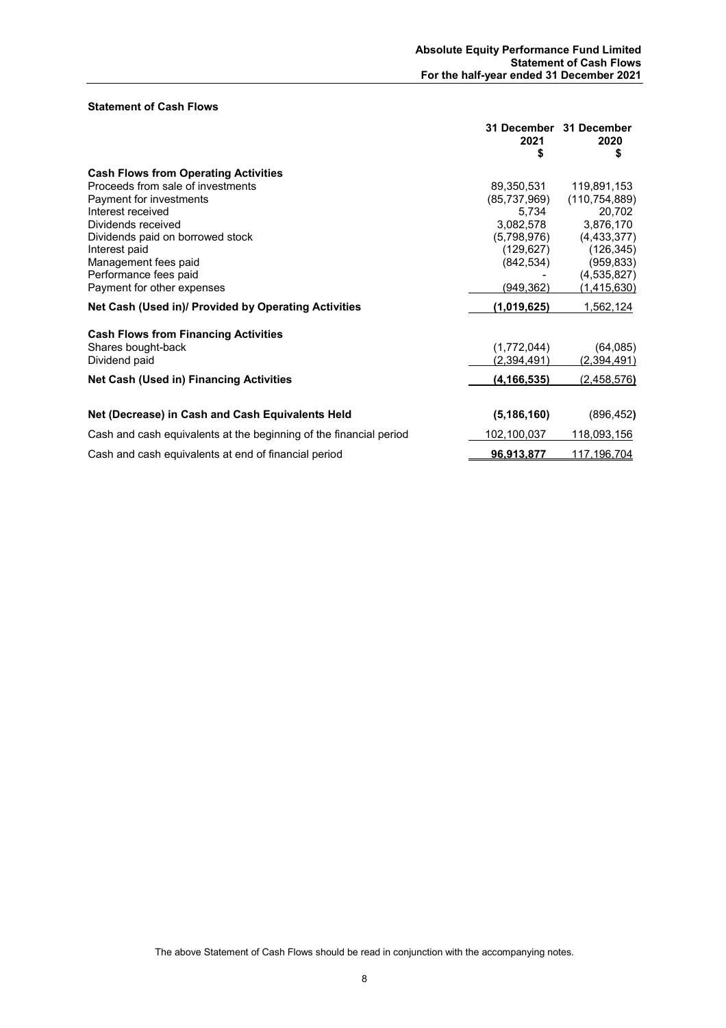## Statement of Cash Flows

| | 31 December 2021 $ | 31 December 2020 $ |
|---|---|---|
| **Cash Flows from Operating Activities** | | |
| Proceeds from sale of investments | 89,350,531 | 119,891,153 |
| Payment for investments | (85,737,969) | (110,754,889) |
| Interest received | 5,734 | 20,702 |
| Dividends received | 3,082,578 | 3,876,170 |
| Dividends paid on borrowed stock | (5,798,976) | (4,433,377) |
| Interest paid | (129,627) | (126,345) |
| Management fees paid | (842,534) | (959,833) |
| Performance fees paid | - | (4,535,827) |
| Payment for other expenses | (949,362) | (1,415,630) |
| **Net Cash (Used in)/ Provided by Operating Activities** | **(1,019,625)** | 1,562,124 |
| **Cash Flows from Financing Activities** | | |
| Shares bought-back | (1,772,044) | (64,085) |
| Dividend paid | (2,394,491) | (2,394,491) |
| **Net Cash (Used in) Financing Activities** | **(4,166,535)** | (2,458,576) |
| **Net (Decrease) in Cash and Cash Equivalents Held** | **(5,186,160)** | (896,452) |
| Cash and cash equivalents at the beginning of the financial period | 102,100,037 | 118,093,156 |
| Cash and cash equivalents at end of financial period | **96,913,877** | 117,196,704 |

The above Statement of Cash Flows should be read in conjunction with the accompanying notes.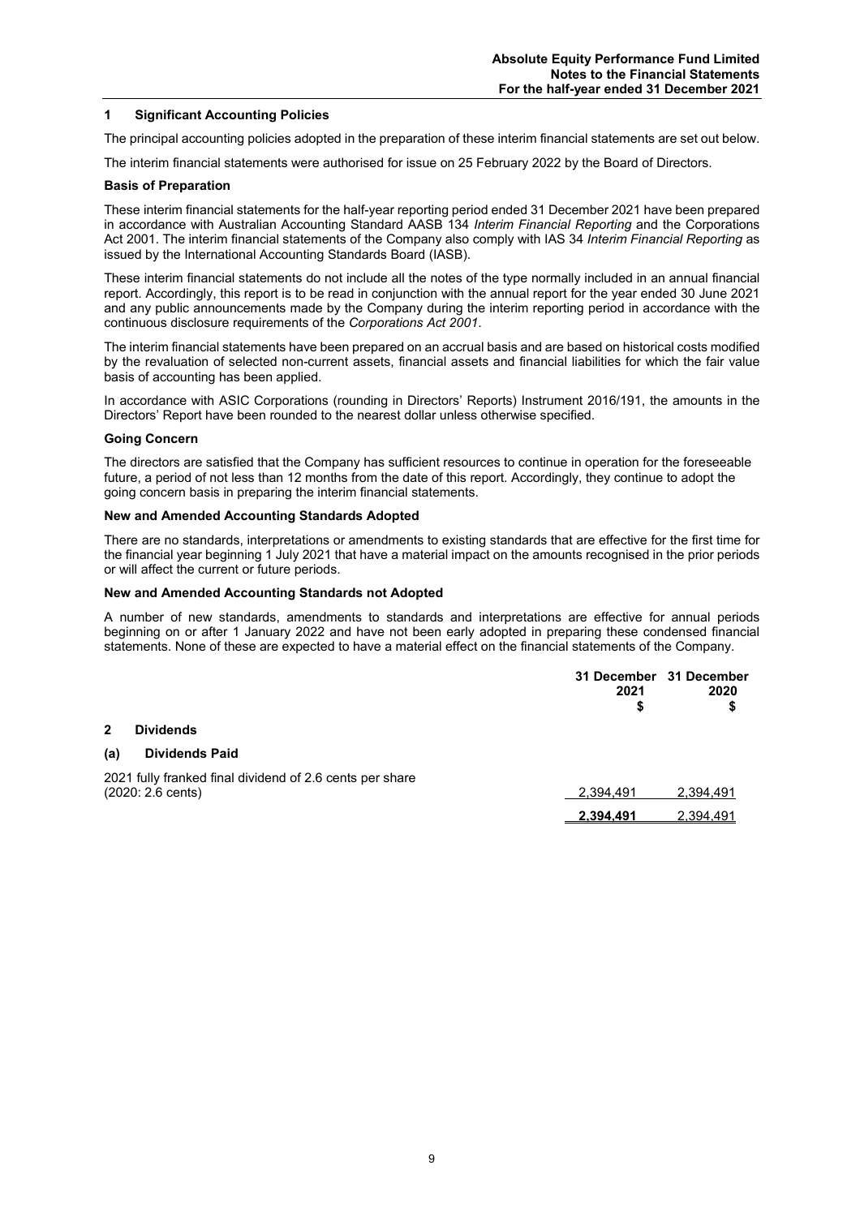## 1 Significant Accounting Policies

The principal accounting policies adopted in the preparation of these interim financial statements are set out below.

The interim financial statements were authorised for issue on 25 February 2022 by the Board of Directors.

### Basis of Preparation

These interim financial statements for the half-year reporting period ended 31 December 2021 have been prepared in accordance with Australian Accounting Standard AASB 134 *Interim Financial Reporting* and the Corporations Act 2001. The interim financial statements of the Company also comply with IAS 34 *Interim Financial Reporting* as issued by the International Accounting Standards Board (IASB).

These interim financial statements do not include all the notes of the type normally included in an annual financial report. Accordingly, this report is to be read in conjunction with the annual report for the year ended 30 June 2021 and any public announcements made by the Company during the interim reporting period in accordance with the continuous disclosure requirements of the *Corporations Act 2001*.

The interim financial statements have been prepared on an accrual basis and are based on historical costs modified by the revaluation of selected non-current assets, financial assets and financial liabilities for which the fair value basis of accounting has been applied.

In accordance with ASIC Corporations (rounding in Directors' Reports) Instrument 2016/191, the amounts in the Directors' Report have been rounded to the nearest dollar unless otherwise specified.

### Going Concern

The directors are satisfied that the Company has sufficient resources to continue in operation for the foreseeable future, a period of not less than 12 months from the date of this report. Accordingly, they continue to adopt the going concern basis in preparing the interim financial statements.

### New and Amended Accounting Standards Adopted

There are no standards, interpretations or amendments to existing standards that are effective for the first time for the financial year beginning 1 July 2021 that have a material impact on the amounts recognised in the prior periods or will affect the current or future periods.

### New and Amended Accounting Standards not Adopted

A number of new standards, amendments to standards and interpretations are effective for annual periods beginning on or after 1 January 2022 and have not been early adopted in preparing these condensed financial statements. None of these are expected to have a material effect on the financial statements of the Company.

| | 31 December 2021 $ | 31 December 2020 $ |
|---|---|---|
| **2 Dividends** | | |
| **(a) Dividends Paid** | | |
| 2021 fully franked final dividend of 2.6 cents per share (2020: 2.6 cents) | 2,394,491 | 2,394,491 |
| | **2,394,491** | 2,394,491 |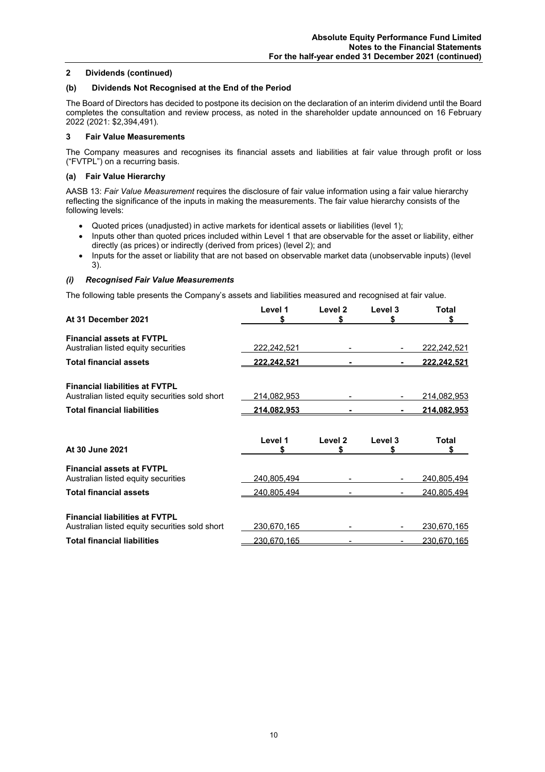## 2 Dividends (continued)

### (b) Dividends Not Recognised at the End of the Period

The Board of Directors has decided to postpone its decision on the declaration of an interim dividend until the Board completes the consultation and review process, as noted in the shareholder update announced on 16 February 2022 (2021: $2,394,491).

## 3 Fair Value Measurements

The Company measures and recognises its financial assets and liabilities at fair value through profit or loss ("FVTPL") on a recurring basis.

### (a) Fair Value Hierarchy

AASB 13: *Fair Value Measurement* requires the disclosure of fair value information using a fair value hierarchy reflecting the significance of the inputs in making the measurements. The fair value hierarchy consists of the following levels:

- Quoted prices (unadjusted) in active markets for identical assets or liabilities (level 1);
- Inputs other than quoted prices included within Level 1 that are observable for the asset or liability, either directly (as prices) or indirectly (derived from prices) (level 2); and
- Inputs for the asset or liability that are not based on observable market data (unobservable inputs) (level 3).

#### *(i) Recognised Fair Value Measurements*

The following table presents the Company's assets and liabilities measured and recognised at fair value.

| At 31 December 2021 | Level 1<br>$ | Level 2<br>$ | Level 3<br>$ | Total<br>$ |
|---|---|---|---|---|
| **Financial assets at FVTPL** | | | | |
| Australian listed equity securities | 222,242,521 | - | - | 222,242,521 |
| **Total financial assets** | **222,242,521** | **-** | **-** | **222,242,521** |
| **Financial liabilities at FVTPL** | | | | |
| Australian listed equity securities sold short | 214,082,953 | - | - | 214,082,953 |
| **Total financial liabilities** | **214,082,953** | **-** | **-** | **214,082,953** |

| At 30 June 2021 | Level 1<br>$ | Level 2<br>$ | Level 3<br>$ | Total<br>$ |
|---|---|---|---|---|
| **Financial assets at FVTPL** | | | | |
| Australian listed equity securities | 240,805,494 | - | - | 240,805,494 |
| **Total financial assets** | 240,805,494 | - | - | 240,805,494 |
| **Financial liabilities at FVTPL** | | | | |
| Australian listed equity securities sold short | 230,670,165 | - | - | 230,670,165 |
| **Total financial liabilities** | 230,670,165 | - | - | 230,670,165 |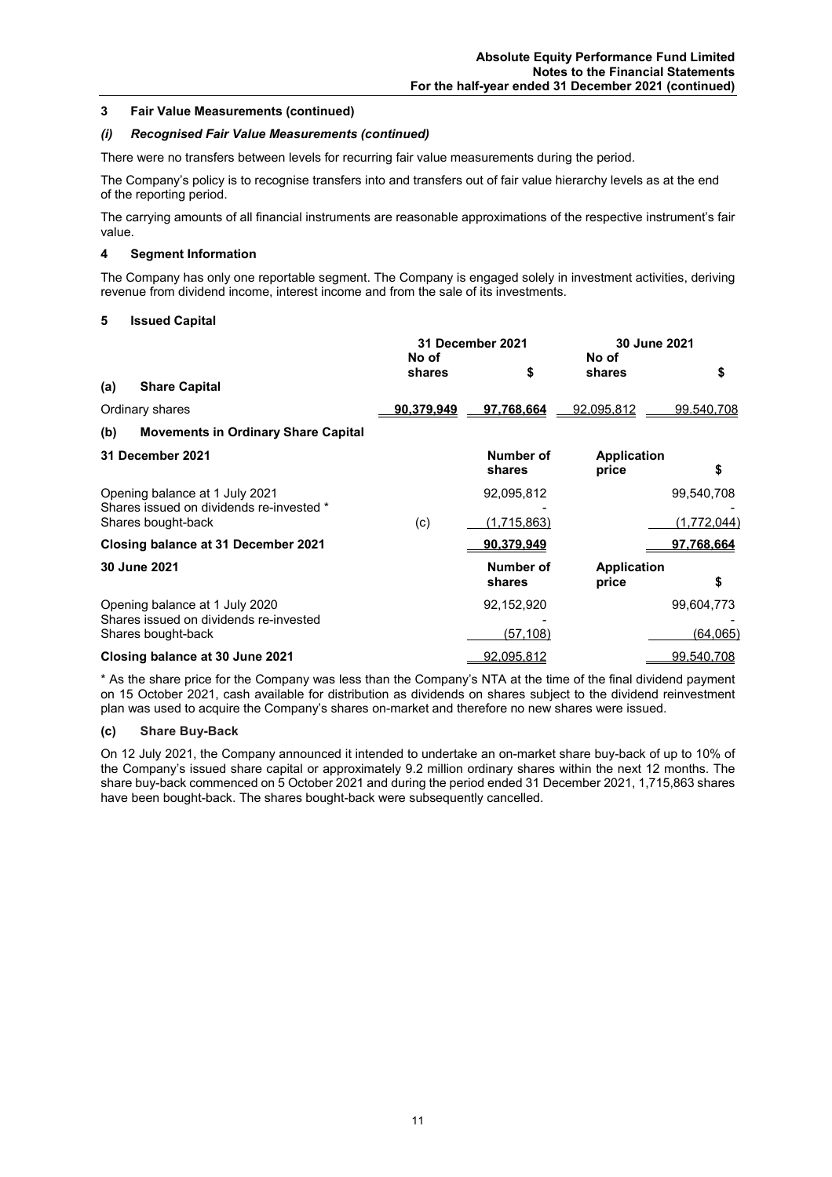### 3 Fair Value Measurements (continued)

#### *(i) Recognised Fair Value Measurements (continued)*

There were no transfers between levels for recurring fair value measurements during the period.

The Company's policy is to recognise transfers into and transfers out of fair value hierarchy levels as at the end of the reporting period.

The carrying amounts of all financial instruments are reasonable approximations of the respective instrument's fair value.

### 4 Segment Information

The Company has only one reportable segment. The Company is engaged solely in investment activities, deriving revenue from dividend income, interest income and from the sale of its investments.

### 5 Issued Capital

| | 31 December 2021 | | 30 June 2021 | |
|---|---|---|---|---|
| | No of shares | $ | No of shares | $ |
| **(a) Share Capital** | | | | |
| Ordinary shares | **90,379,949** | **97,768,664** | 92,095,812 | 99,540,708 |

**(b) Movements in Ordinary Share Capital**

| 31 December 2021 | | Number of shares | Application price | $ |
|---|---|---|---|---|
| Opening balance at 1 July 2021 | | 92,095,812 | | 99,540,708 |
| Shares issued on dividends re-invested * | | - | | - |
| Shares bought-back | (c) | (1,715,863) | | (1,772,044) |
| **Closing balance at 31 December 2021** | | **90,379,949** | | **97,768,664** |

| 30 June 2021 | | Number of shares | Application price | $ |
|---|---|---|---|---|
| Opening balance at 1 July 2020 | | 92,152,920 | | 99,604,773 |
| Shares issued on dividends re-invested | | - | | - |
| Shares bought-back | | (57,108) | | (64,065) |
| **Closing balance at 30 June 2021** | | 92,095,812 | | 99,540,708 |

\* As the share price for the Company was less than the Company's NTA at the time of the final dividend payment on 15 October 2021, cash available for distribution as dividends on shares subject to the dividend reinvestment plan was used to acquire the Company's shares on-market and therefore no new shares were issued.

**(c) Share Buy-Back**

On 12 July 2021, the Company announced it intended to undertake an on-market share buy-back of up to 10% of the Company's issued share capital or approximately 9.2 million ordinary shares within the next 12 months. The share buy-back commenced on 5 October 2021 and during the period ended 31 December 2021, 1,715,863 shares have been bought-back. The shares bought-back were subsequently cancelled.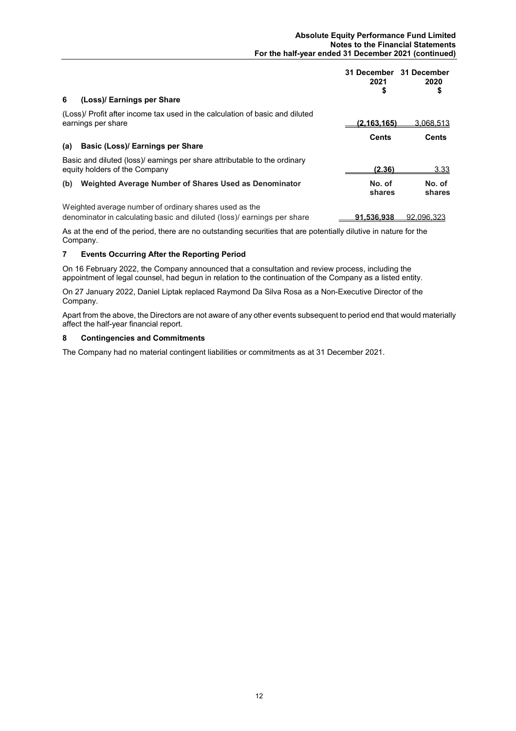| | 31 December 2021 $ | 31 December 2020 $ |
|---|---|---|
| **6 (Loss)/ Earnings per Share** | | |
| (Loss)/ Profit after income tax used in the calculation of basic and diluted earnings per share | (2,163,165) | 3,068,513 |
| | **Cents** | **Cents** |
| **(a) Basic (Loss)/ Earnings per Share** | | |
| Basic and diluted (loss)/ earnings per share attributable to the ordinary equity holders of the Company | (2.36) | 3.33 |
| **(b) Weighted Average Number of Shares Used as Denominator** | **No. of shares** | **No. of shares** |
| Weighted average number of ordinary shares used as the denominator in calculating basic and diluted (loss)/ earnings per share | 91,536,938 | 92,096,323 |

As at the end of the period, there are no outstanding securities that are potentially dilutive in nature for the Company.

## 7 Events Occurring After the Reporting Period

On 16 February 2022, the Company announced that a consultation and review process, including the appointment of legal counsel, had begun in relation to the continuation of the Company as a listed entity.

On 27 January 2022, Daniel Liptak replaced Raymond Da Silva Rosa as a Non-Executive Director of the Company.

Apart from the above, the Directors are not aware of any other events subsequent to period end that would materially affect the half-year financial report.

## 8 Contingencies and Commitments

The Company had no material contingent liabilities or commitments as at 31 December 2021.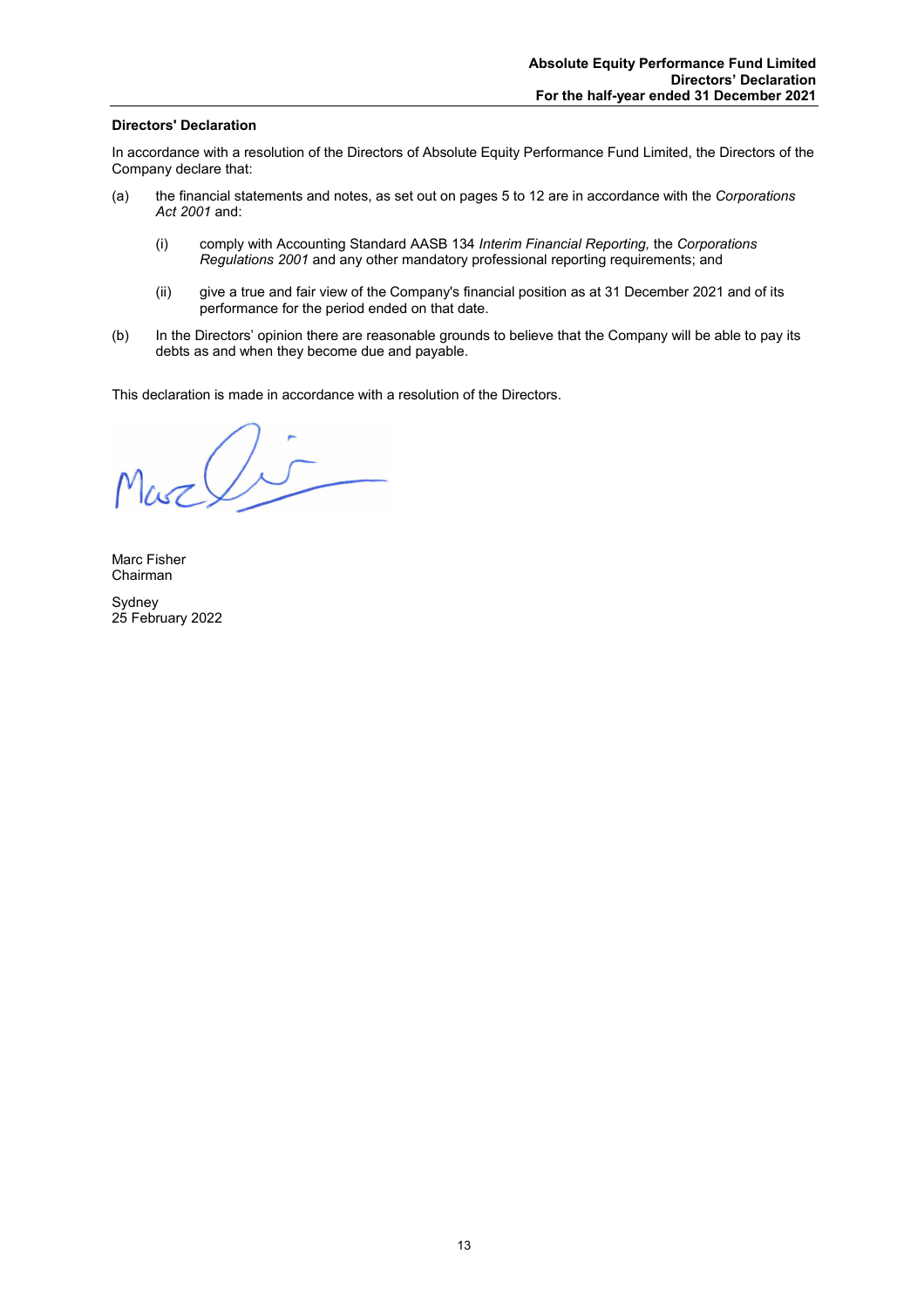## Directors' Declaration

In accordance with a resolution of the Directors of Absolute Equity Performance Fund Limited, the Directors of the Company declare that:

(a) the financial statements and notes, as set out on pages 5 to 12 are in accordance with the *Corporations Act 2001* and:

   (i) comply with Accounting Standard AASB 134 *Interim Financial Reporting,* the *Corporations Regulations 2001* and any other mandatory professional reporting requirements; and

   (ii) give a true and fair view of the Company's financial position as at 31 December 2021 and of its performance for the period ended on that date.

(b) In the Directors' opinion there are reasonable grounds to believe that the Company will be able to pay its debts as and when they become due and payable.

This declaration is made in accordance with a resolution of the Directors.

Marc Fisher
Chairman

Sydney
25 February 2022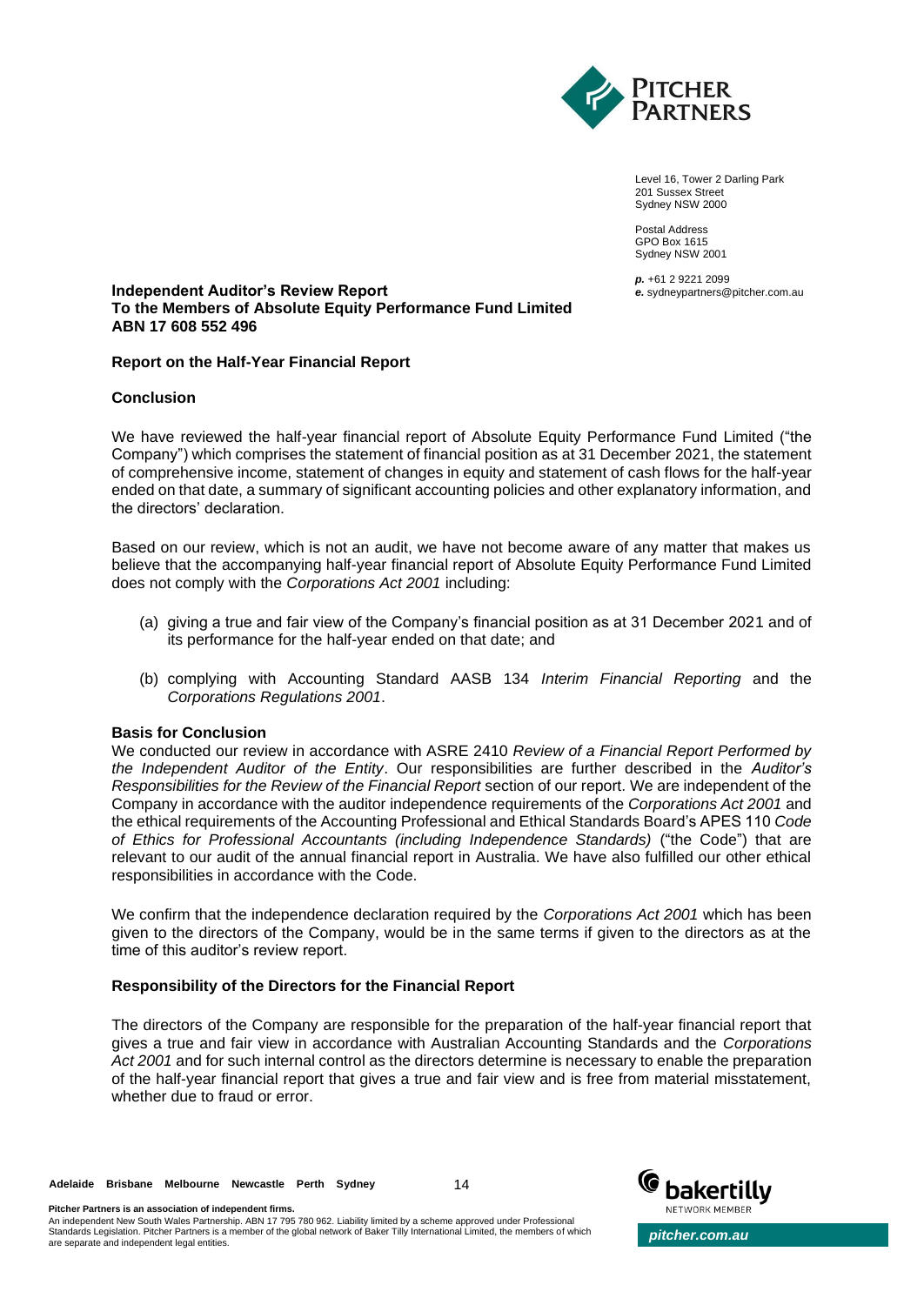Level 16, Tower 2 Darling Park
201 Sussex Street
Sydney NSW 2000

Postal Address
GPO Box 1615
Sydney NSW 2001

**p.** +61 2 9221 2099
**e.** sydneypartners@pitcher.com.au

**Independent Auditor's Review Report**
**To the Members of Absolute Equity Performance Fund Limited**
**ABN 17 608 552 496**

**Report on the Half-Year Financial Report**

**Conclusion**

We have reviewed the half-year financial report of Absolute Equity Performance Fund Limited ("the Company") which comprises the statement of financial position as at 31 December 2021, the statement of comprehensive income, statement of changes in equity and statement of cash flows for the half-year ended on that date, a summary of significant accounting policies and other explanatory information, and the directors' declaration.

Based on our review, which is not an audit, we have not become aware of any matter that makes us believe that the accompanying half-year financial report of Absolute Equity Performance Fund Limited does not comply with the *Corporations Act 2001* including:

(a) giving a true and fair view of the Company's financial position as at 31 December 2021 and of its performance for the half-year ended on that date; and

(b) complying with Accounting Standard AASB 134 *Interim Financial Reporting* and the *Corporations Regulations 2001*.

**Basis for Conclusion**

We conducted our review in accordance with ASRE 2410 *Review of a Financial Report Performed by the Independent Auditor of the Entity*. Our responsibilities are further described in the *Auditor's Responsibilities for the Review of the Financial Report* section of our report. We are independent of the Company in accordance with the auditor independence requirements of the *Corporations Act 2001* and the ethical requirements of the Accounting Professional and Ethical Standards Board's APES 110 *Code of Ethics for Professional Accountants (including Independence Standards)* ("the Code") that are relevant to our audit of the annual financial report in Australia. We have also fulfilled our other ethical responsibilities in accordance with the Code.

We confirm that the independence declaration required by the *Corporations Act 2001* which has been given to the directors of the Company, would be in the same terms if given to the directors as at the time of this auditor's review report.

**Responsibility of the Directors for the Financial Report**

The directors of the Company are responsible for the preparation of the half-year financial report that gives a true and fair view in accordance with Australian Accounting Standards and the *Corporations Act 2001* and for such internal control as the directors determine is necessary to enable the preparation of the half-year financial report that gives a true and fair view and is free from material misstatement, whether due to fraud or error.

Adelaide Brisbane Melbourne Newcastle Perth Sydney

**Pitcher Partners is an association of independent firms.**
An independent New South Wales Partnership. ABN 17 795 780 962. Liability limited by a scheme approved under Professional Standards Legislation. Pitcher Partners is a member of the global network of Baker Tilly International Limited, the members of which are separate and independent legal entities.

*pitcher.com.au*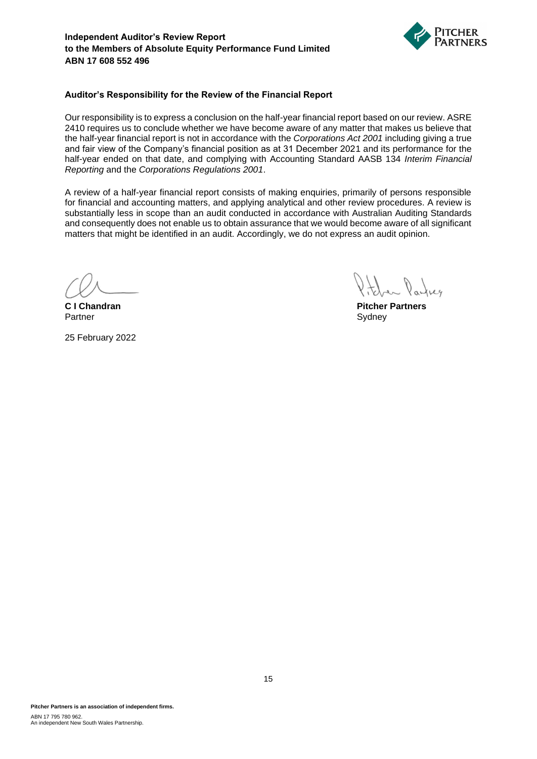**Independent Auditor's Review Report**
**to the Members of Absolute Equity Performance Fund Limited**
**ABN 17 608 552 496**

### Auditor's Responsibility for the Review of the Financial Report

Our responsibility is to express a conclusion on the half-year financial report based on our review. ASRE 2410 requires us to conclude whether we have become aware of any matter that makes us believe that the half-year financial report is not in accordance with the *Corporations Act 2001* including giving a true and fair view of the Company's financial position as at 31 December 2021 and its performance for the half-year ended on that date, and complying with Accounting Standard AASB 134 *Interim Financial Reporting* and the *Corporations Regulations 2001*.

A review of a half-year financial report consists of making enquiries, primarily of persons responsible for financial and accounting matters, and applying analytical and other review procedures. A review is substantially less in scope than an audit conducted in accordance with Australian Auditing Standards and consequently does not enable us to obtain assurance that we would become aware of all significant matters that might be identified in an audit. Accordingly, we do not express an audit opinion.

**C I Chandran**
Partner

25 February 2022

**Pitcher Partners**
Sydney

**Pitcher Partners is an association of independent firms.**
ABN 17 795 780 962.
An independent New South Wales Partnership.